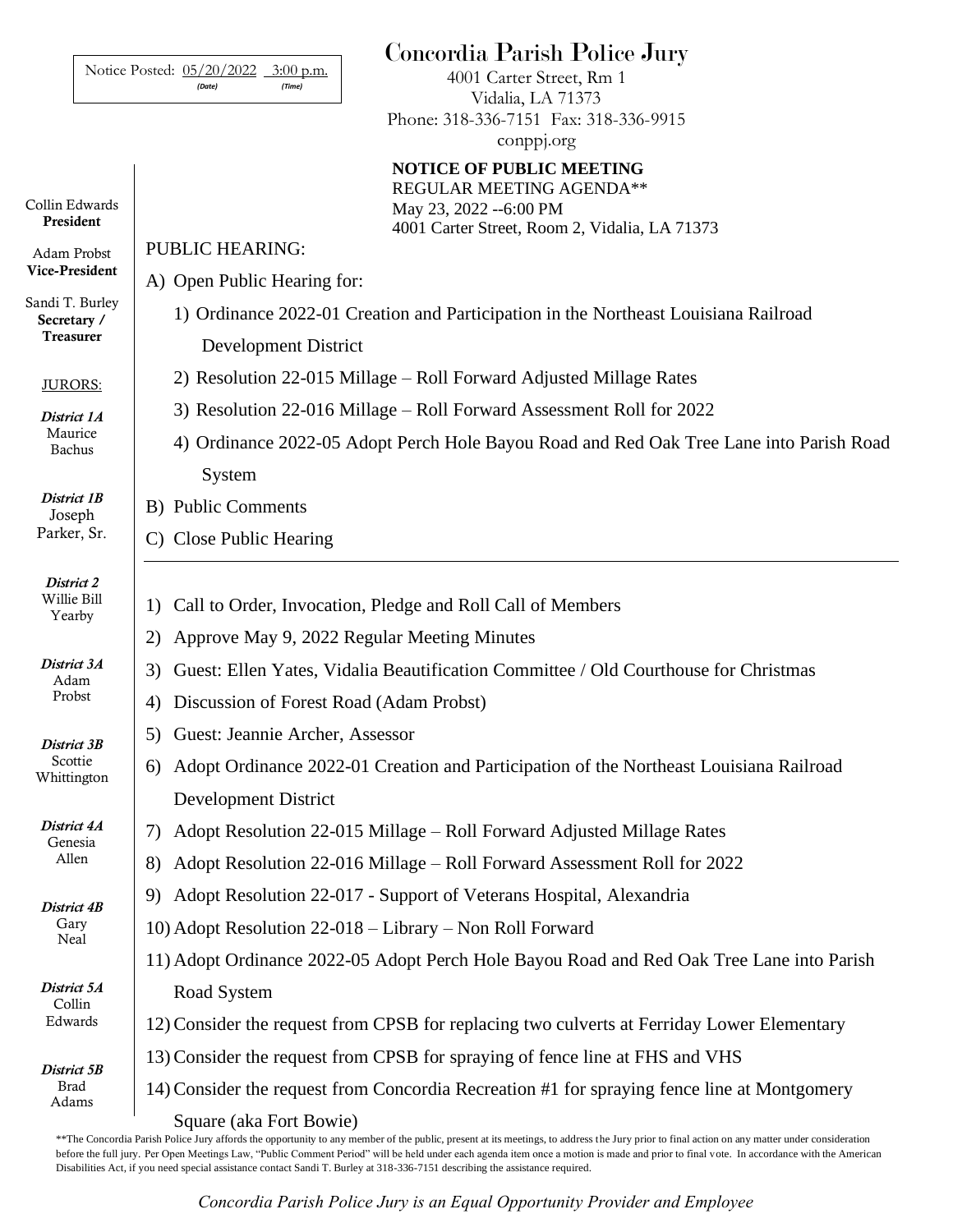Notice Posted: 05/20/2022 3:00 p.m.
(Date) (Time)

# Concordia Parish Police Jury

4001 Carter Street, Rm 1
Vidalia, LA 71373
Phone: 318-336-7151 Fax: 318-336-9915
conppj.org

Collin Edwards
**President**

Adam Probst
**Vice-President**

Sandi T. Burley
**Secretary / Treasurer**

JURORS:

*District 1A* Maurice Bachus

*District 1B* Joseph Parker, Sr.

*District 2* Willie Bill Yearby

*District 3A* Adam Probst

*District 3B* Scottie Whittington

*District 4A* Genesia Allen

*District 4B* Gary Neal

*District 5A* Collin Edwards

*District 5B* Brad Adams

**NOTICE OF PUBLIC MEETING**
REGULAR MEETING AGENDA**
May 23, 2022 --6:00 PM
4001 Carter Street, Room 2, Vidalia, LA 71373

PUBLIC HEARING:

A) Open Public Hearing for:
   1) Ordinance 2022-01 Creation and Participation in the Northeast Louisiana Railroad Development District
   2) Resolution 22-015 Millage – Roll Forward Adjusted Millage Rates
   3) Resolution 22-016 Millage – Roll Forward Assessment Roll for 2022
   4) Ordinance 2022-05 Adopt Perch Hole Bayou Road and Red Oak Tree Lane into Parish Road System

B) Public Comments

C) Close Public Hearing

---

1) Call to Order, Invocation, Pledge and Roll Call of Members
2) Approve May 9, 2022 Regular Meeting Minutes
3) Guest: Ellen Yates, Vidalia Beautification Committee / Old Courthouse for Christmas
4) Discussion of Forest Road (Adam Probst)
5) Guest: Jeannie Archer, Assessor
6) Adopt Ordinance 2022-01 Creation and Participation of the Northeast Louisiana Railroad Development District
7) Adopt Resolution 22-015 Millage – Roll Forward Adjusted Millage Rates
8) Adopt Resolution 22-016 Millage – Roll Forward Assessment Roll for 2022
9) Adopt Resolution 22-017 - Support of Veterans Hospital, Alexandria
10) Adopt Resolution 22-018 – Library – Non Roll Forward
11) Adopt Ordinance 2022-05 Adopt Perch Hole Bayou Road and Red Oak Tree Lane into Parish Road System
12) Consider the request from CPSB for replacing two culverts at Ferriday Lower Elementary
13) Consider the request from CPSB for spraying of fence line at FHS and VHS
14) Consider the request from Concordia Recreation #1 for spraying fence line at Montgomery Square (aka Fort Bowie)

**The Concordia Parish Police Jury affords the opportunity to any member of the public, present at its meetings, to address the Jury prior to final action on any matter under consideration before the full jury. Per Open Meetings Law, "Public Comment Period" will be held under each agenda item once a motion is made and prior to final vote. In accordance with the American Disabilities Act, if you need special assistance contact Sandi T. Burley at 318-336-7151 describing the assistance required.

*Concordia Parish Police Jury is an Equal Opportunity Provider and Employee*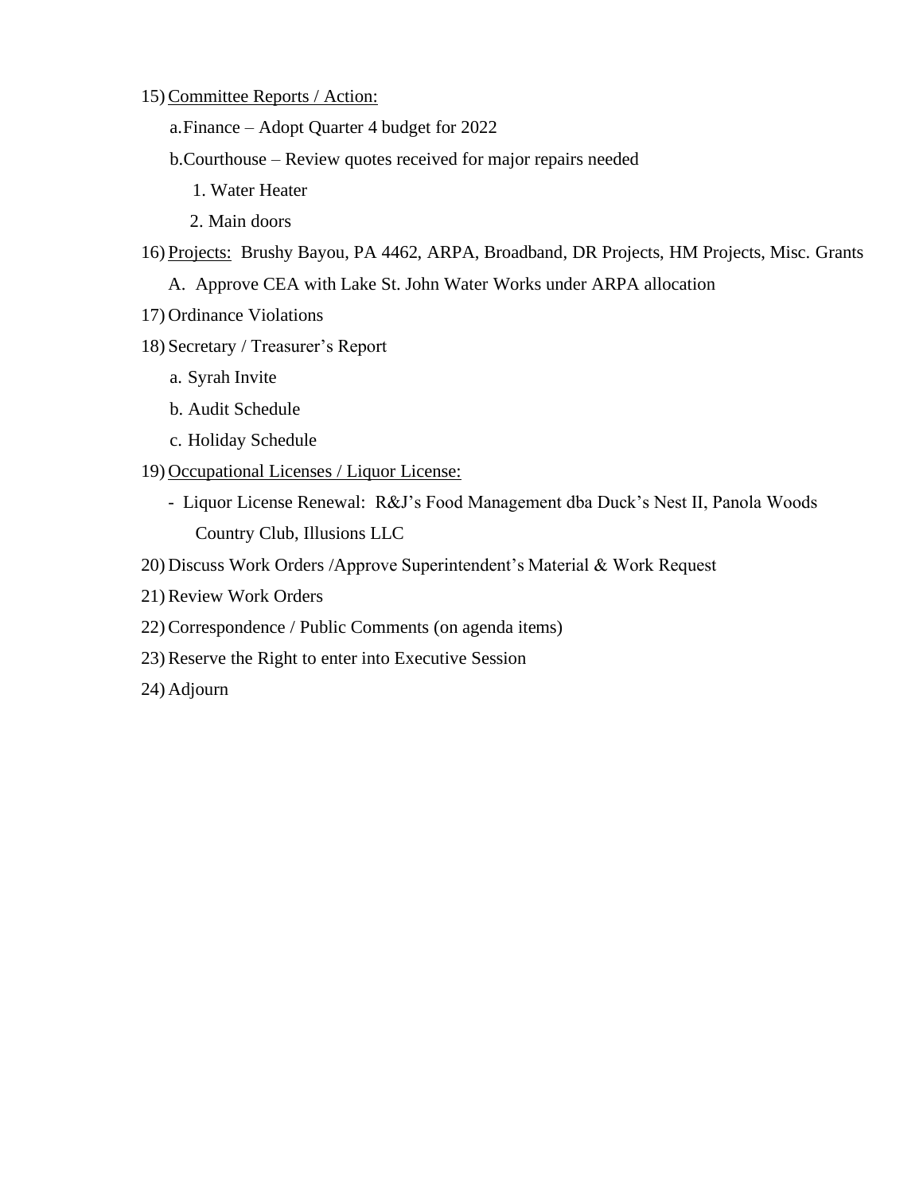15) <u>Committee Reports / Action:</u>

   a. Finance – Adopt Quarter 4 budget for 2022

   b. Courthouse – Review quotes received for major repairs needed

      1. Water Heater

      2. Main doors

16) <u>Projects:</u> Brushy Bayou, PA 4462, ARPA, Broadband, DR Projects, HM Projects, Misc. Grants

   A. Approve CEA with Lake St. John Water Works under ARPA allocation

17) Ordinance Violations

18) Secretary / Treasurer's Report

   a. Syrah Invite

   b. Audit Schedule

   c. Holiday Schedule

19) <u>Occupational Licenses / Liquor License:</u>

   - Liquor License Renewal: R&J's Food Management dba Duck's Nest II, Panola Woods Country Club, Illusions LLC

20) Discuss Work Orders /Approve Superintendent's Material & Work Request

21) Review Work Orders

22) Correspondence / Public Comments (on agenda items)

23) Reserve the Right to enter into Executive Session

24) Adjourn